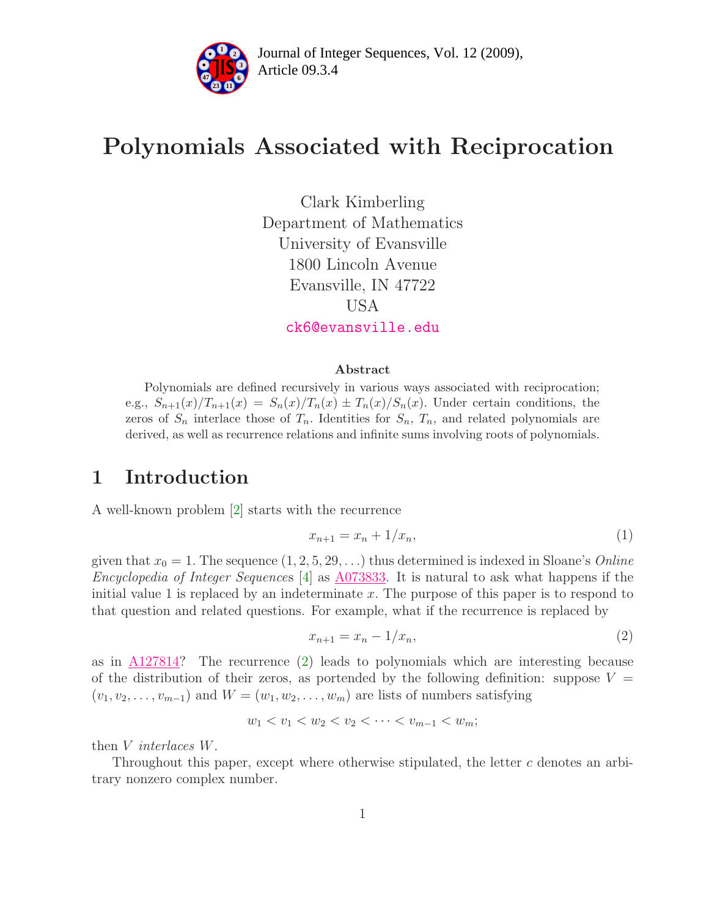# Polynomials Associated with Reciprocation

Clark Kimberling
Department of Mathematics
University of Evansville
1800 Lincoln Avenue
Evansville, IN 47722
USA
ck6@evansville.edu

### Abstract

Polynomials are defined recursively in various ways associated with reciprocation; e.g., $S_{n+1}(x)/T_{n+1}(x) = S_n(x)/T_n(x) \pm T_n(x)/S_n(x)$. Under certain conditions, the zeros of $S_n$ interlace those of $T_n$. Identities for $S_n$, $T_n$, and related polynomials are derived, as well as recurrence relations and infinite sums involving roots of polynomials.

## 1 Introduction

A well-known problem [2] starts with the recurrence

$$x_{n+1} = x_n + 1/x_n, \tag{1}$$

given that $x_0 = 1$. The sequence $(1, 2, 5, 29, \ldots)$ thus determined is indexed in Sloane's *Online Encyclopedia of Integer Sequences* [4] as A073833. It is natural to ask what happens if the initial value 1 is replaced by an indeterminate $x$. The purpose of this paper is to respond to that question and related questions. For example, what if the recurrence is replaced by

$$x_{n+1} = x_n - 1/x_n, \tag{2}$$

as in A127814? The recurrence (2) leads to polynomials which are interesting because of the distribution of their zeros, as portended by the following definition: suppose $V = (v_1, v_2, \ldots, v_{m-1})$ and $W = (w_1, w_2, \ldots, w_m)$ are lists of numbers satisfying

$$w_1 < v_1 < w_2 < v_2 < \cdots < v_{m-1} < w_m;$$

then $V$ *interlaces* $W$.

Throughout this paper, except where otherwise stipulated, the letter $c$ denotes an arbitrary nonzero complex number.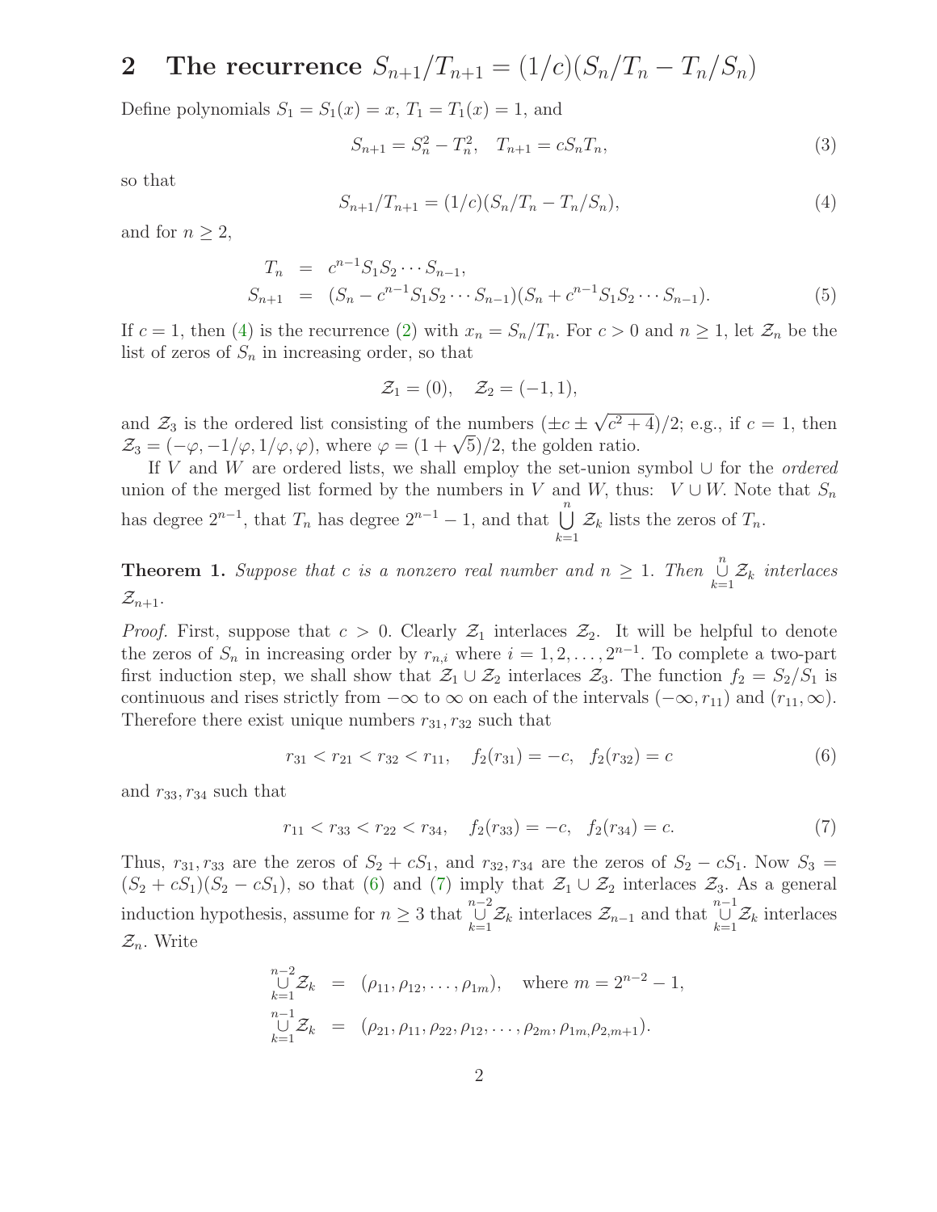## 2 The recurrence $S_{n+1}/T_{n+1} = (1/c)(S_n/T_n - T_n/S_n)$

Define polynomials $S_1 = S_1(x) = x$, $T_1 = T_1(x) = 1$, and

$$S_{n+1} = S_n^2 - T_n^2, \quad T_{n+1} = cS_nT_n, \tag{3}$$

so that

$$S_{n+1}/T_{n+1} = (1/c)(S_n/T_n - T_n/S_n), \tag{4}$$

and for $n \geq 2$,

$$\begin{aligned} T_n &= c^{n-1}S_1S_2\cdots S_{n-1}, \\ S_{n+1} &= (S_n - c^{n-1}S_1S_2\cdots S_{n-1})(S_n + c^{n-1}S_1S_2\cdots S_{n-1}). \end{aligned} \tag{5}$$

If $c = 1$, then (4) is the recurrence (2) with $x_n = S_n/T_n$. For $c > 0$ and $n \geq 1$, let $\mathcal{Z}_n$ be the list of zeros of $S_n$ in increasing order, so that

$$\mathcal{Z}_1 = (0), \quad \mathcal{Z}_2 = (-1, 1),$$

and $\mathcal{Z}_3$ is the ordered list consisting of the numbers $(\pm c \pm \sqrt{c^2+4})/2$; e.g., if $c = 1$, then $\mathcal{Z}_3 = (-\varphi, -1/\varphi, 1/\varphi, \varphi)$, where $\varphi = (1+\sqrt{5})/2$, the golden ratio.

If $V$ and $W$ are ordered lists, we shall employ the set-union symbol $\cup$ for the *ordered* union of the merged list formed by the numbers in $V$ and $W$, thus: $V \cup W$. Note that $S_n$ has degree $2^{n-1}$, that $T_n$ has degree $2^{n-1} - 1$, and that $\bigcup_{k=1}^{n} \mathcal{Z}_k$ lists the zeros of $T_n$.

**Theorem 1.** *Suppose that $c$ is a nonzero real number and $n \geq 1$. Then $\bigcup_{k=1}^{n} \mathcal{Z}_k$ interlaces $\mathcal{Z}_{n+1}$.*

*Proof.* First, suppose that $c > 0$. Clearly $\mathcal{Z}_1$ interlaces $\mathcal{Z}_2$. It will be helpful to denote the zeros of $S_n$ in increasing order by $r_{n,i}$ where $i = 1, 2, \ldots, 2^{n-1}$. To complete a two-part first induction step, we shall show that $\mathcal{Z}_1 \cup \mathcal{Z}_2$ interlaces $\mathcal{Z}_3$. The function $f_2 = S_2/S_1$ is continuous and rises strictly from $-\infty$ to $\infty$ on each of the intervals $(-\infty, r_{11})$ and $(r_{11}, \infty)$. Therefore there exist unique numbers $r_{31}, r_{32}$ such that

$$r_{31} < r_{21} < r_{32} < r_{11}, \quad f_2(r_{31}) = -c, \quad f_2(r_{32}) = c \tag{6}$$

and $r_{33}, r_{34}$ such that

$$r_{11} < r_{33} < r_{22} < r_{34}, \quad f_2(r_{33}) = -c, \quad f_2(r_{34}) = c. \tag{7}$$

Thus, $r_{31}, r_{33}$ are the zeros of $S_2 + cS_1$, and $r_{32}, r_{34}$ are the zeros of $S_2 - cS_1$. Now $S_3 = (S_2 + cS_1)(S_2 - cS_1)$, so that (6) and (7) imply that $\mathcal{Z}_1 \cup \mathcal{Z}_2$ interlaces $\mathcal{Z}_3$. As a general induction hypothesis, assume for $n \geq 3$ that $\bigcup_{k=1}^{n-2} \mathcal{Z}_k$ interlaces $\mathcal{Z}_{n-1}$ and that $\bigcup_{k=1}^{n-1} \mathcal{Z}_k$ interlaces $\mathcal{Z}_n$. Write

$$\begin{aligned} \bigcup_{k=1}^{n-2} \mathcal{Z}_k &= (\rho_{11}, \rho_{12}, \ldots, \rho_{1m}), \quad \text{where } m = 2^{n-2} - 1, \\ \bigcup_{k=1}^{n-1} \mathcal{Z}_k &= (\rho_{21}, \rho_{11}, \rho_{22}, \rho_{12}, \ldots, \rho_{2m}, \rho_{1m}, \rho_{2,m+1}). \end{aligned}$$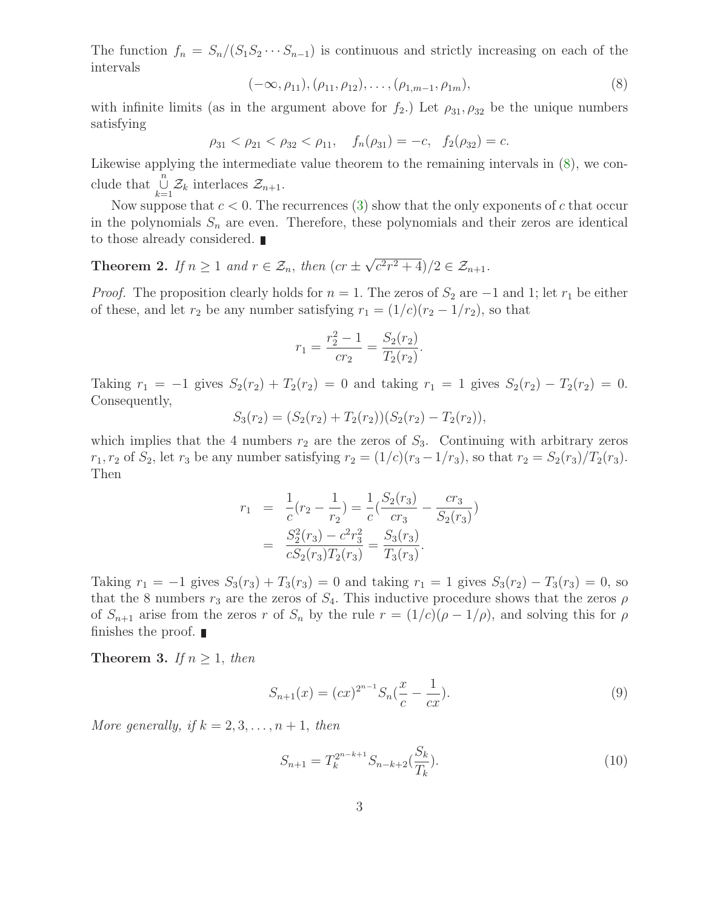The function $f_n = S_n/(S_1 S_2 \cdots S_{n-1})$ is continuous and strictly increasing on each of the intervals

$$(-\infty, \rho_{11}), (\rho_{11}, \rho_{12}), \ldots, (\rho_{1,m-1}, \rho_{1m}), \tag{8}$$

with infinite limits (as in the argument above for $f_2$.) Let $\rho_{31}, \rho_{32}$ be the unique numbers satisfying

$$\rho_{31} < \rho_{21} < \rho_{32} < \rho_{11}, \quad f_n(\rho_{31}) = -c, \quad f_2(\rho_{32}) = c.$$

Likewise applying the intermediate value theorem to the remaining intervals in (8), we conclude that $\bigcup_{k=1}^{n} \mathcal{Z}_k$ interlaces $\mathcal{Z}_{n+1}$.

Now suppose that $c < 0$. The recurrences (3) show that the only exponents of $c$ that occur in the polynomials $S_n$ are even. Therefore, these polynomials and their zeros are identical to those already considered. ∎

**Theorem 2.** *If $n \geq 1$ and $r \in \mathcal{Z}_n$, then $(cr \pm \sqrt{c^2 r^2 + 4})/2 \in \mathcal{Z}_{n+1}$.*

*Proof.* The proposition clearly holds for $n = 1$. The zeros of $S_2$ are $-1$ and $1$; let $r_1$ be either of these, and let $r_2$ be any number satisfying $r_1 = (1/c)(r_2 - 1/r_2)$, so that

$$r_1 = \frac{r_2^2 - 1}{cr_2} = \frac{S_2(r_2)}{T_2(r_2)}.$$

Taking $r_1 = -1$ gives $S_2(r_2) + T_2(r_2) = 0$ and taking $r_1 = 1$ gives $S_2(r_2) - T_2(r_2) = 0$. Consequently,

$$S_3(r_2) = (S_2(r_2) + T_2(r_2))(S_2(r_2) - T_2(r_2)),$$

which implies that the 4 numbers $r_2$ are the zeros of $S_3$. Continuing with arbitrary zeros $r_1, r_2$ of $S_2$, let $r_3$ be any number satisfying $r_2 = (1/c)(r_3 - 1/r_3)$, so that $r_2 = S_2(r_3)/T_2(r_3)$. Then

$$\begin{aligned} r_1 &= \frac{1}{c}(r_2 - \frac{1}{r_2}) = \frac{1}{c}(\frac{S_2(r_3)}{cr_3} - \frac{cr_3}{S_2(r_3)}) \\ &= \frac{S_2^2(r_3) - c^2 r_3^2}{cS_2(r_3)T_2(r_3)} = \frac{S_3(r_3)}{T_3(r_3)}. \end{aligned}$$

Taking $r_1 = -1$ gives $S_3(r_3) + T_3(r_3) = 0$ and taking $r_1 = 1$ gives $S_3(r_2) - T_3(r_3) = 0$, so that the 8 numbers $r_3$ are the zeros of $S_4$. This inductive procedure shows that the zeros $\rho$ of $S_{n+1}$ arise from the zeros $r$ of $S_n$ by the rule $r = (1/c)(\rho - 1/\rho)$, and solving this for $\rho$ finishes the proof. ∎

**Theorem 3.** *If $n \geq 1$, then*

$$S_{n+1}(x) = (cx)^{2^{n-1}} S_n(\frac{x}{c} - \frac{1}{cx}). \tag{9}$$

*More generally, if $k = 2, 3, \ldots, n+1$, then*

$$S_{n+1} = T_k^{2^{n-k+1}} S_{n-k+2}(\frac{S_k}{T_k}). \tag{10}$$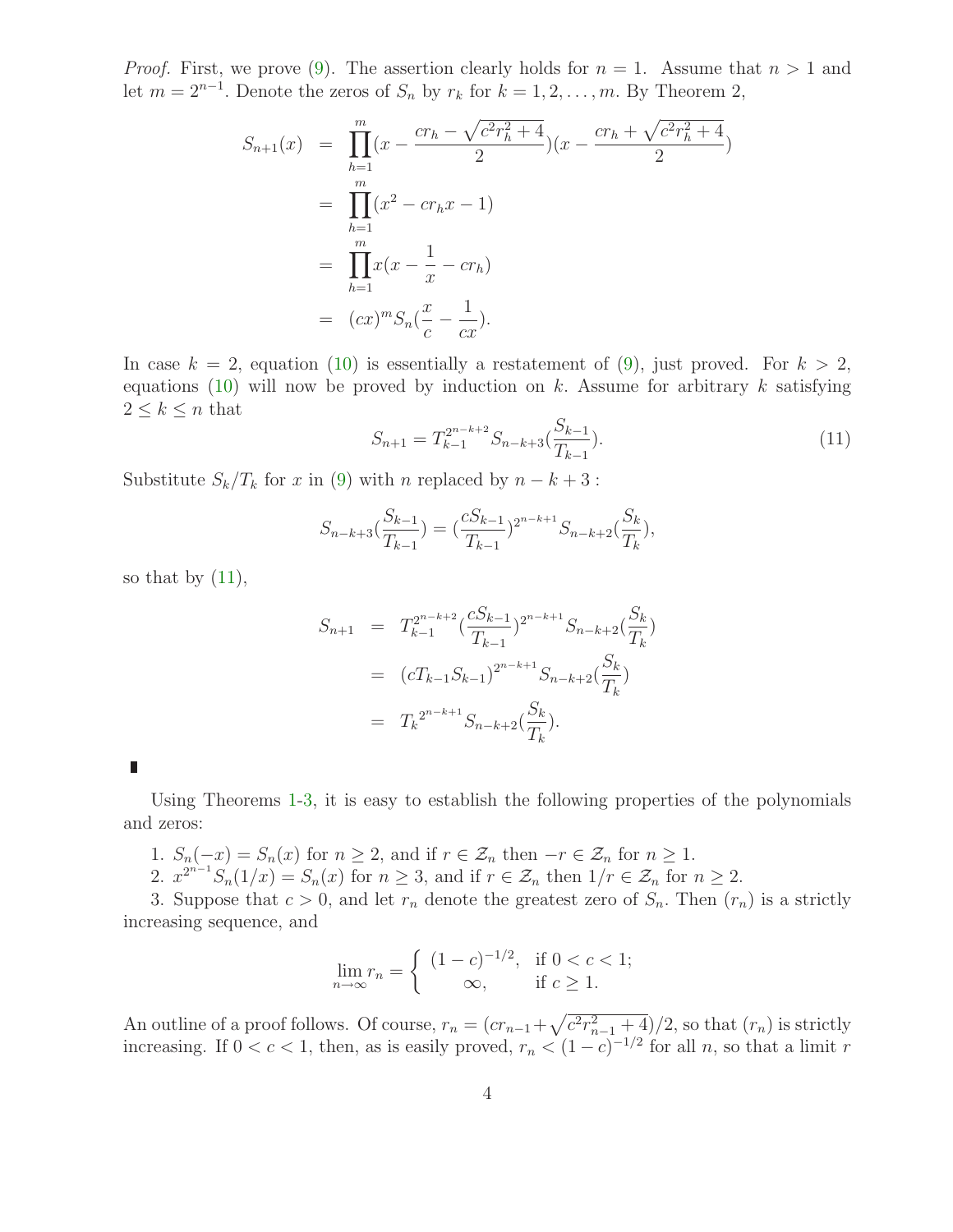*Proof.* First, we prove (9). The assertion clearly holds for $n = 1$. Assume that $n > 1$ and let $m = 2^{n-1}$. Denote the zeros of $S_n$ by $r_k$ for $k = 1, 2, \ldots, m$. By Theorem 2,

$$
\begin{aligned}
S_{n+1}(x) &= \prod_{h=1}^{m}(x - \frac{cr_h - \sqrt{c^2 r_h^2 + 4}}{2})(x - \frac{cr_h + \sqrt{c^2 r_h^2 + 4}}{2}) \\
&= \prod_{h=1}^{m}(x^2 - cr_h x - 1) \\
&= \prod_{h=1}^{m} x(x - \frac{1}{x} - cr_h) \\
&= (cx)^m S_n(\frac{x}{c} - \frac{1}{cx}).
\end{aligned}
$$

In case $k = 2$, equation (10) is essentially a restatement of (9), just proved. For $k > 2$, equations (10) will now be proved by induction on $k$. Assume for arbitrary $k$ satisfying $2 \leq k \leq n$ that

$$
S_{n+1} = T_{k-1}^{2^{n-k+2}} S_{n-k+3}(\frac{S_{k-1}}{T_{k-1}}). \tag{11}
$$

Substitute $S_k/T_k$ for $x$ in (9) with $n$ replaced by $n - k + 3$ :

$$
S_{n-k+3}(\frac{S_{k-1}}{T_{k-1}}) = (\frac{cS_{k-1}}{T_{k-1}})^{2^{n-k+1}} S_{n-k+2}(\frac{S_k}{T_k}),
$$

so that by (11),

$$
\begin{aligned}
S_{n+1} &= T_{k-1}^{2^{n-k+2}} (\frac{cS_{k-1}}{T_{k-1}})^{2^{n-k+1}} S_{n-k+2}(\frac{S_k}{T_k}) \\
&= (cT_{k-1}S_{k-1})^{2^{n-k+1}} S_{n-k+2}(\frac{S_k}{T_k}) \\
&= {T_k}^{2^{n-k+1}} S_{n-k+2}(\frac{S_k}{T_k}).
\end{aligned}
$$

∎

Using Theorems 1-3, it is easy to establish the following properties of the polynomials and zeros:

1. $S_n(-x) = S_n(x)$ for $n \geq 2$, and if $r \in \mathcal{Z}_n$ then $-r \in \mathcal{Z}_n$ for $n \geq 1$.
2. $x^{2^{n-1}} S_n(1/x) = S_n(x)$ for $n \geq 3$, and if $r \in \mathcal{Z}_n$ then $1/r \in \mathcal{Z}_n$ for $n \geq 2$.
3. Suppose that $c > 0$, and let $r_n$ denote the greatest zero of $S_n$. Then $(r_n)$ is a strictly increasing sequence, and

$$
\lim_{n\to\infty} r_n = \begin{cases} (1-c)^{-1/2}, & \text{if } 0 < c < 1; \\ \infty, & \text{if } c \geq 1. \end{cases}
$$

An outline of a proof follows. Of course, $r_n = (cr_{n-1} + \sqrt{c^2 r_{n-1}^2 + 4})/2$, so that $(r_n)$ is strictly increasing. If $0 < c < 1$, then, as is easily proved, $r_n < (1-c)^{-1/2}$ for all $n$, so that a limit $r$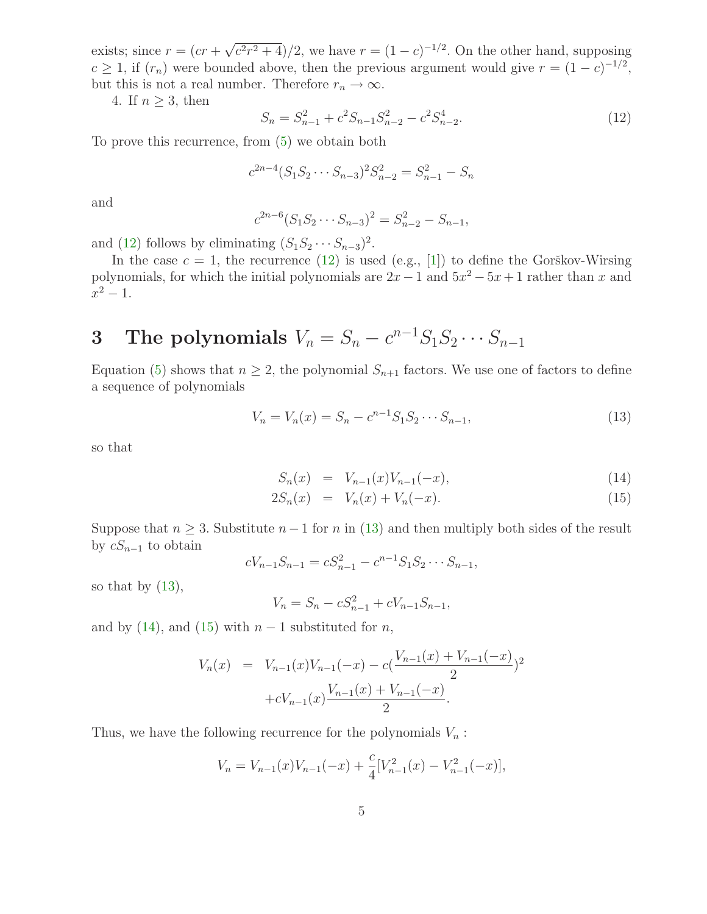exists; since $r = (cr + \sqrt{c^2r^2+4})/2$, we have $r = (1-c)^{-1/2}$. On the other hand, supposing $c \geq 1$, if $(r_n)$ were bounded above, then the previous argument would give $r = (1-c)^{-1/2}$, but this is not a real number. Therefore $r_n \to \infty$.

4. If $n \geq 3$, then

$$S_n = S_{n-1}^2 + c^2 S_{n-1} S_{n-2}^2 - c^2 S_{n-2}^4. \tag{12}$$

To prove this recurrence, from (5) we obtain both

$$c^{2n-4}(S_1 S_2 \cdots S_{n-3})^2 S_{n-2}^2 = S_{n-1}^2 - S_n$$

and

$$c^{2n-6}(S_1 S_2 \cdots S_{n-3})^2 = S_{n-2}^2 - S_{n-1},$$

and (12) follows by eliminating $(S_1 S_2 \cdots S_{n-3})^2$.

In the case $c = 1$, the recurrence (12) is used (e.g., [1]) to define the Gorškov-Wirsing polynomials, for which the initial polynomials are $2x - 1$ and $5x^2 - 5x + 1$ rather than $x$ and $x^2 - 1$.

# 3 The polynomials $V_n = S_n - c^{n-1} S_1 S_2 \cdots S_{n-1}$

Equation (5) shows that $n \geq 2$, the polynomial $S_{n+1}$ factors. We use one of factors to define a sequence of polynomials

$$V_n = V_n(x) = S_n - c^{n-1} S_1 S_2 \cdots S_{n-1}, \tag{13}$$

so that

$$S_n(x) = V_{n-1}(x) V_{n-1}(-x), \tag{14}$$

$$2S_n(x) = V_n(x) + V_n(-x). \tag{15}$$

Suppose that $n \geq 3$. Substitute $n-1$ for $n$ in (13) and then multiply both sides of the result by $cS_{n-1}$ to obtain

$$cV_{n-1} S_{n-1} = cS_{n-1}^2 - c^{n-1} S_1 S_2 \cdots S_{n-1},$$

so that by (13),

$$V_n = S_n - cS_{n-1}^2 + cV_{n-1} S_{n-1},$$

and by (14), and (15) with $n-1$ substituted for $n$,

$$\begin{aligned} V_n(x) &= V_{n-1}(x) V_{n-1}(-x) - c\left(\frac{V_{n-1}(x) + V_{n-1}(-x)}{2}\right)^2 \\ &\quad + cV_{n-1}(x) \frac{V_{n-1}(x) + V_{n-1}(-x)}{2}. \end{aligned}$$

Thus, we have the following recurrence for the polynomials $V_n$ :

$$V_n = V_{n-1}(x) V_{n-1}(-x) + \frac{c}{4}[V_{n-1}^2(x) - V_{n-1}^2(-x)],$$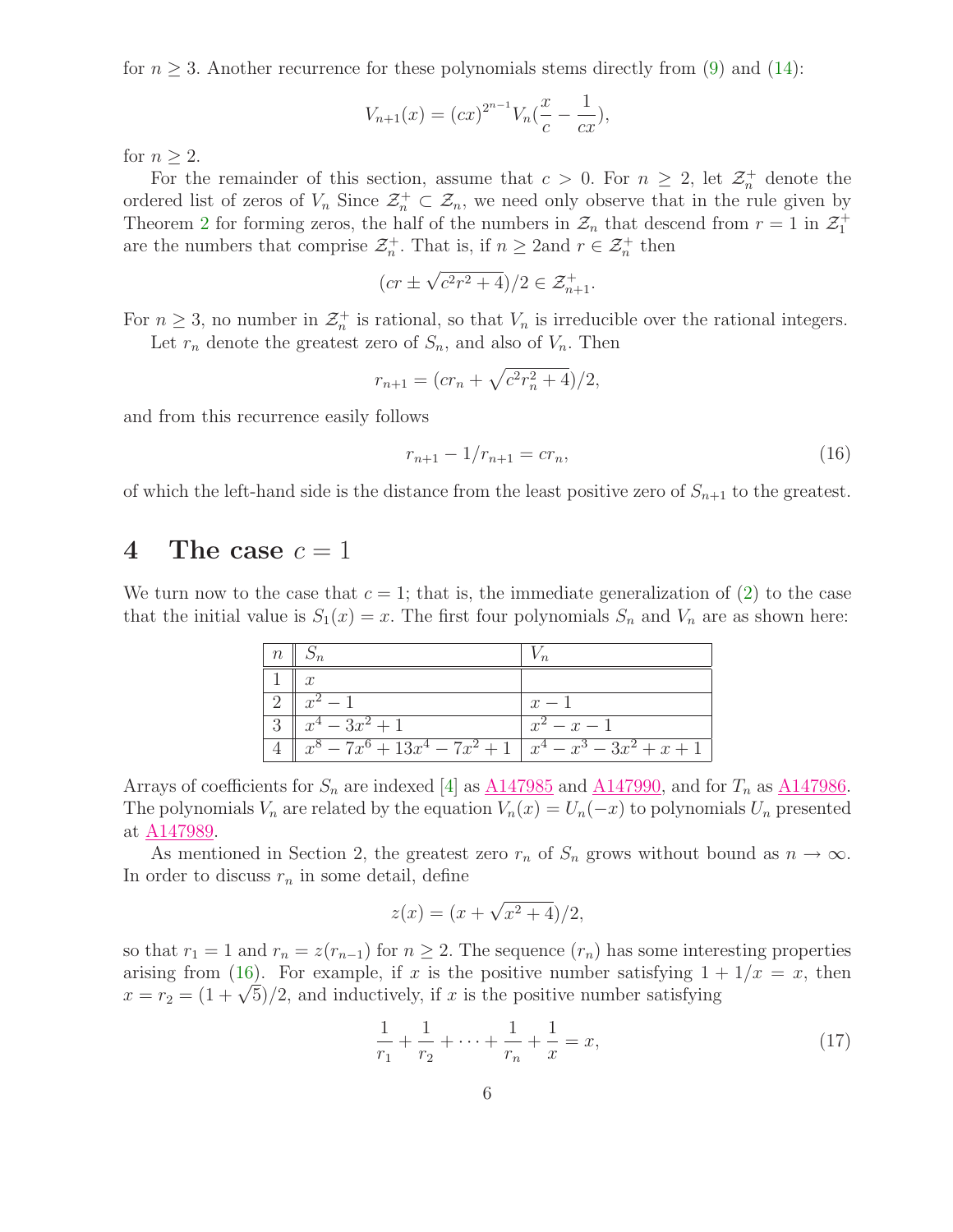for $n \geq 3$. Another recurrence for these polynomials stems directly from (9) and (14):

$$V_{n+1}(x) = (cx)^{2^{n-1}} V_n(\frac{x}{c} - \frac{1}{cx}),$$

for $n \geq 2$.

For the remainder of this section, assume that $c > 0$. For $n \geq 2$, let $\mathcal{Z}_n^+$ denote the ordered list of zeros of $V_n$ Since $\mathcal{Z}_n^+ \subset \mathcal{Z}_n$, we need only observe that in the rule given by Theorem 2 for forming zeros, the half of the numbers in $\mathcal{Z}_n$ that descend from $r = 1$ in $\mathcal{Z}_1^+$ are the numbers that comprise $\mathcal{Z}_n^+$. That is, if $n \geq 2$and $r \in \mathcal{Z}_n^+$ then

$$(cr \pm \sqrt{c^2r^2 + 4})/2 \in \mathcal{Z}_{n+1}^+.$$

For $n \geq 3$, no number in $\mathcal{Z}_n^+$ is rational, so that $V_n$ is irreducible over the rational integers.

Let $r_n$ denote the greatest zero of $S_n$, and also of $V_n$. Then

$$r_{n+1} = (cr_n + \sqrt{c^2r_n^2 + 4})/2,$$

and from this recurrence easily follows

$$r_{n+1} - 1/r_{n+1} = cr_n, \tag{16}$$

of which the left-hand side is the distance from the least positive zero of $S_{n+1}$ to the greatest.

## 4 The case $c = 1$

We turn now to the case that $c = 1$; that is, the immediate generalization of (2) to the case that the initial value is $S_1(x) = x$. The first four polynomials $S_n$ and $V_n$ are as shown here:

| $n$ | $S_n$ | $V_n$ |
|---|---|---|
| 1 | $x$ | |
| 2 | $x^2 - 1$ | $x - 1$ |
| 3 | $x^4 - 3x^2 + 1$ | $x^2 - x - 1$ |
| 4 | $x^8 - 7x^6 + 13x^4 - 7x^2 + 1$ | $x^4 - x^3 - 3x^2 + x + 1$ |

Arrays of coefficients for $S_n$ are indexed [4] as A147985 and A147990, and for $T_n$ as A147986. The polynomials $V_n$ are related by the equation $V_n(x) = U_n(-x)$ to polynomials $U_n$ presented at A147989.

As mentioned in Section 2, the greatest zero $r_n$ of $S_n$ grows without bound as $n \to \infty$. In order to discuss $r_n$ in some detail, define

$$z(x) = (x + \sqrt{x^2 + 4})/2,$$

so that $r_1 = 1$ and $r_n = z(r_{n-1})$ for $n \geq 2$. The sequence $(r_n)$ has some interesting properties arising from (16). For example, if $x$ is the positive number satisfying $1 + 1/x = x$, then $x = r_2 = (1 + \sqrt{5})/2$, and inductively, if $x$ is the positive number satisfying

$$\frac{1}{r_1} + \frac{1}{r_2} + \cdots + \frac{1}{r_n} + \frac{1}{x} = x, \tag{17}$$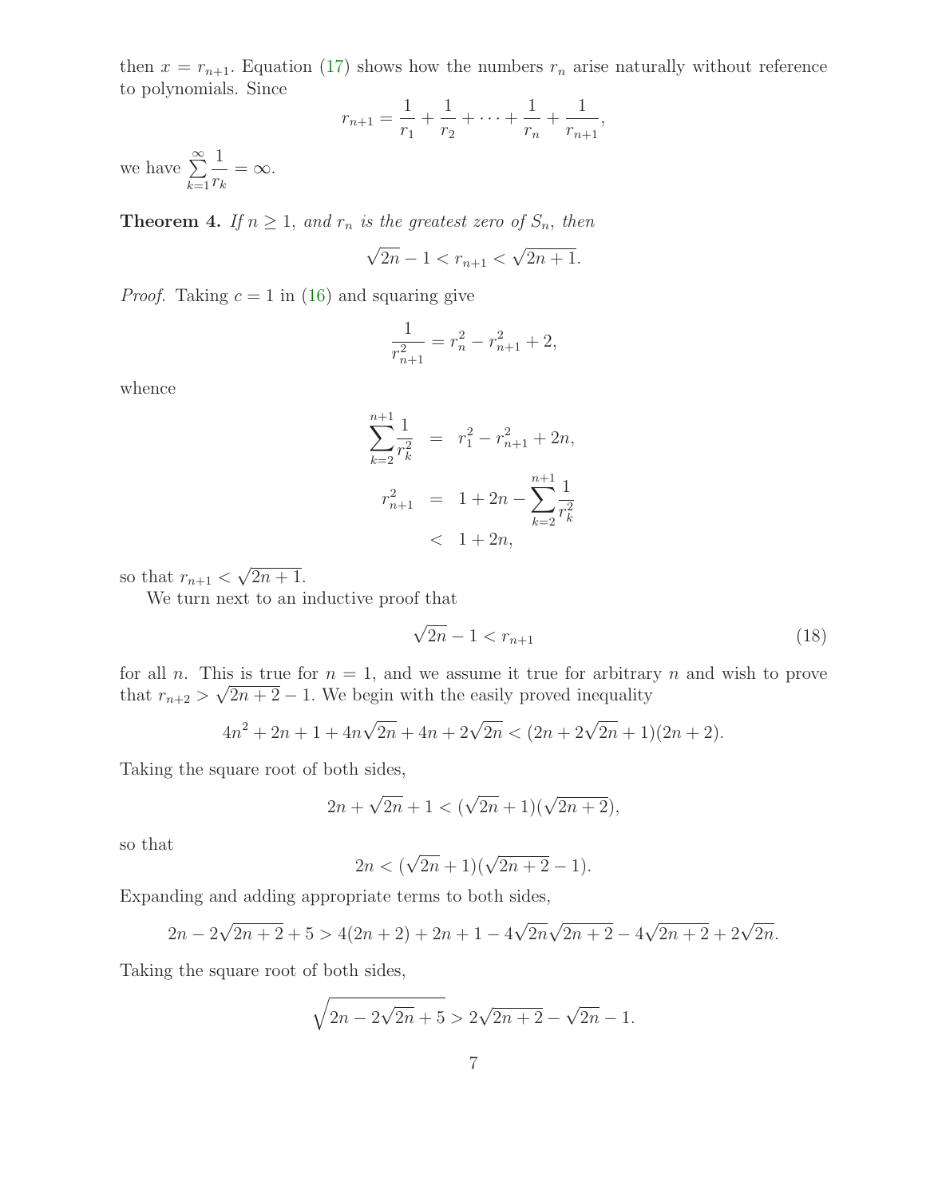then $x = r_{n+1}$. Equation (17) shows how the numbers $r_n$ arise naturally without reference to polynomials. Since

$$r_{n+1} = \frac{1}{r_1} + \frac{1}{r_2} + \cdots + \frac{1}{r_n} + \frac{1}{r_{n+1}},$$

we have $\sum_{k=1}^{\infty} \frac{1}{r_k} = \infty$.

**Theorem 4.** *If $n \geq 1$, and $r_n$ is the greatest zero of $S_n$, then*

$$\sqrt{2n} - 1 < r_{n+1} < \sqrt{2n+1}.$$

*Proof.* Taking $c = 1$ in (16) and squaring give

$$\frac{1}{r_{n+1}^2} = r_n^2 - r_{n+1}^2 + 2,$$

whence

$$\begin{aligned}
\sum_{k=2}^{n+1} \frac{1}{r_k^2} &= r_1^2 - r_{n+1}^2 + 2n, \\
r_{n+1}^2 &= 1 + 2n - \sum_{k=2}^{n+1} \frac{1}{r_k^2} \\
&< 1 + 2n,
\end{aligned}$$

so that $r_{n+1} < \sqrt{2n+1}$.

We turn next to an inductive proof that

$$\sqrt{2n} - 1 < r_{n+1} \tag{18}$$

for all $n$. This is true for $n = 1$, and we assume it true for arbitrary $n$ and wish to prove that $r_{n+2} > \sqrt{2n+2} - 1$. We begin with the easily proved inequality

$$4n^2 + 2n + 1 + 4n\sqrt{2n} + 4n + 2\sqrt{2n} < (2n + 2\sqrt{2n} + 1)(2n + 2).$$

Taking the square root of both sides,

$$2n + \sqrt{2n} + 1 < (\sqrt{2n} + 1)(\sqrt{2n+2}),$$

so that

$$2n < (\sqrt{2n} + 1)(\sqrt{2n+2} - 1).$$

Expanding and adding appropriate terms to both sides,

$$2n - 2\sqrt{2n+2} + 5 > 4(2n+2) + 2n + 1 - 4\sqrt{2n}\sqrt{2n+2} - 4\sqrt{2n+2} + 2\sqrt{2n}.$$

Taking the square root of both sides,

$$\sqrt{2n - 2\sqrt{2n} + 5} > 2\sqrt{2n+2} - \sqrt{2n} - 1.$$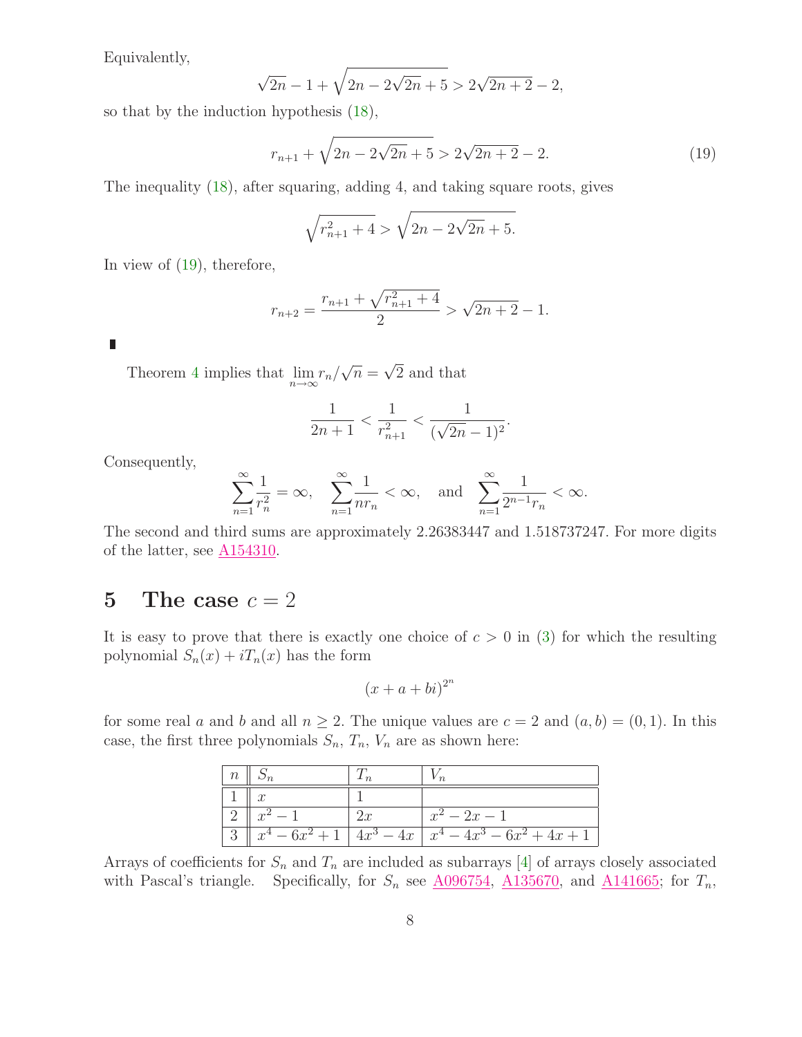Equivalently,

$$\sqrt{2n} - 1 + \sqrt{2n - 2\sqrt{2n} + 5} > 2\sqrt{2n+2} - 2,$$

so that by the induction hypothesis (18),

$$r_{n+1} + \sqrt{2n - 2\sqrt{2n} + 5} > 2\sqrt{2n+2} - 2. \tag{19}$$

The inequality (18), after squaring, adding 4, and taking square roots, gives

$$\sqrt{r_{n+1}^2 + 4} > \sqrt{2n - 2\sqrt{2n} + 5}.$$

In view of (19), therefore,

$$r_{n+2} = \frac{r_{n+1} + \sqrt{r_{n+1}^2 + 4}}{2} > \sqrt{2n+2} - 1.$$

∎

Theorem 4 implies that $\lim_{n\to\infty} r_n/\sqrt{n} = \sqrt{2}$ and that

$$\frac{1}{2n+1} < \frac{1}{r_{n+1}^2} < \frac{1}{(\sqrt{2n} - 1)^2}.$$

Consequently,

$$\sum_{n=1}^{\infty} \frac{1}{r_n^2} = \infty, \quad \sum_{n=1}^{\infty} \frac{1}{n r_n} < \infty, \quad \text{and} \quad \sum_{n=1}^{\infty} \frac{1}{2^{n-1} r_n} < \infty.$$

The second and third sums are approximately 2.26383447 and 1.518737247. For more digits of the latter, see A154310.

## 5 The case $c = 2$

It is easy to prove that there is exactly one choice of $c > 0$ in (3) for which the resulting polynomial $S_n(x) + iT_n(x)$ has the form

$$(x + a + bi)^{2^n}$$

for some real $a$ and $b$ and all $n \geq 2$. The unique values are $c = 2$ and $(a, b) = (0, 1)$. In this case, the first three polynomials $S_n$, $T_n$, $V_n$ are as shown here:

| $n$ | $S_n$ | $T_n$ | $V_n$ |
|---|---|---|---|
| 1 | $x$ | 1 | |
| 2 | $x^2 - 1$ | $2x$ | $x^2 - 2x - 1$ |
| 3 | $x^4 - 6x^2 + 1$ | $4x^3 - 4x$ | $x^4 - 4x^3 - 6x^2 + 4x + 1$ |

Arrays of coefficients for $S_n$ and $T_n$ are included as subarrays [4] of arrays closely associated with Pascal's triangle. Specifically, for $S_n$ see A096754, A135670, and A141665; for $T_n$,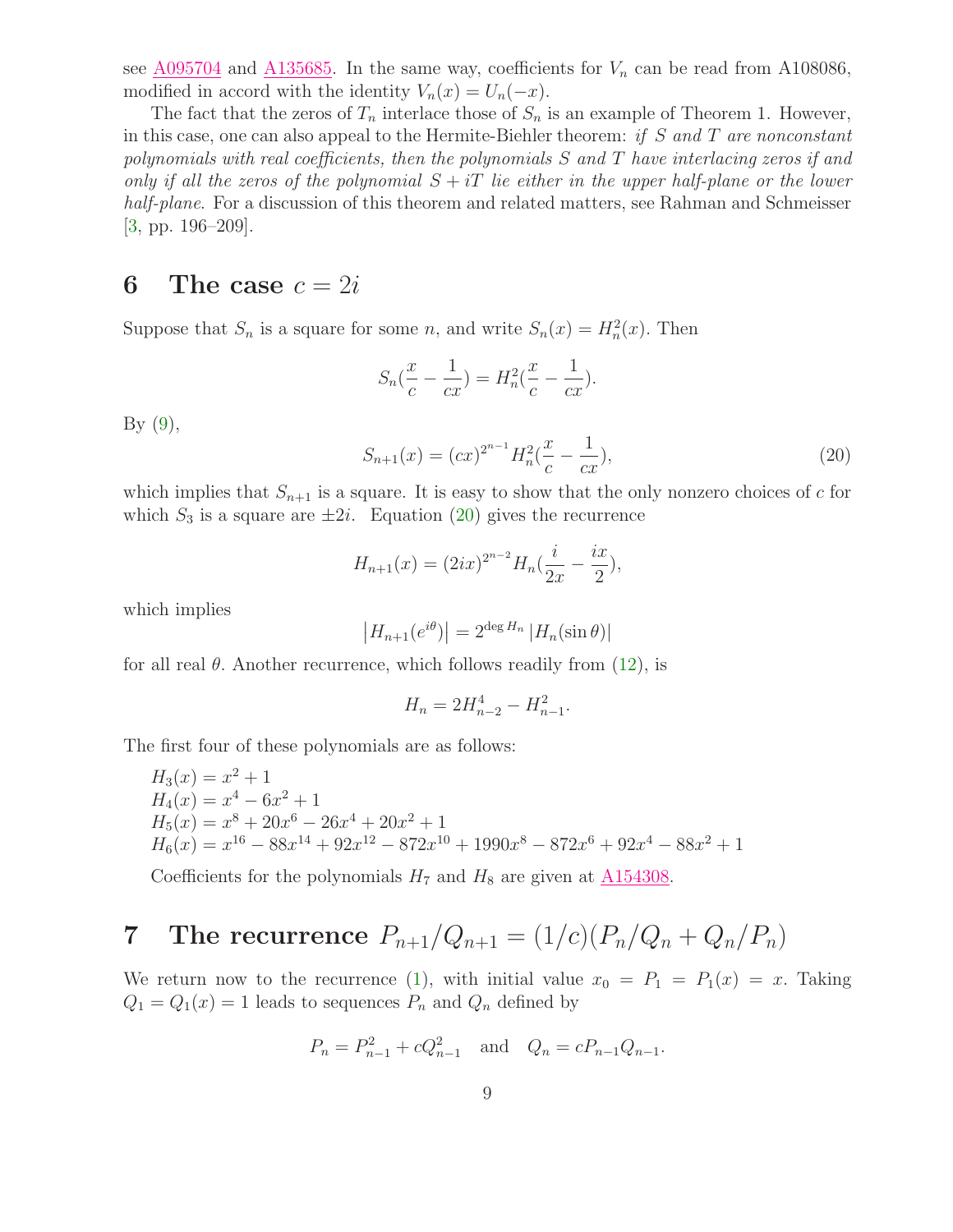see A095704 and A135685. In the same way, coefficients for $V_n$ can be read from A108086, modified in accord with the identity $V_n(x) = U_n(-x)$.

The fact that the zeros of $T_n$ interlace those of $S_n$ is an example of Theorem 1. However, in this case, one can also appeal to the Hermite-Biehler theorem: *if $S$ and $T$ are nonconstant polynomials with real coefficients, then the polynomials $S$ and $T$ have interlacing zeros if and only if all the zeros of the polynomial $S + iT$ lie either in the upper half-plane or the lower half-plane*. For a discussion of this theorem and related matters, see Rahman and Schmeisser [3, pp. 196–209].

## 6 The case $c = 2i$

Suppose that $S_n$ is a square for some $n$, and write $S_n(x) = H_n^2(x)$. Then

$$S_n(\frac{x}{c} - \frac{1}{cx}) = H_n^2(\frac{x}{c} - \frac{1}{cx}).$$

By (9),

$$S_{n+1}(x) = (cx)^{2^{n-1}} H_n^2(\frac{x}{c} - \frac{1}{cx}), \tag{20}$$

which implies that $S_{n+1}$ is a square. It is easy to show that the only nonzero choices of $c$ for which $S_3$ is a square are $\pm 2i$. Equation (20) gives the recurrence

$$H_{n+1}(x) = (2ix)^{2^{n-2}} H_n(\frac{i}{2x} - \frac{ix}{2}),$$

which implies

$$\left|H_{n+1}(e^{i\theta})\right| = 2^{\deg H_n} \left|H_n(\sin\theta)\right|$$

for all real $\theta$. Another recurrence, which follows readily from (12), is

$$H_n = 2H_{n-2}^4 - H_{n-1}^2.$$

The first four of these polynomials are as follows:

$H_3(x) = x^2 + 1$
$H_4(x) = x^4 - 6x^2 + 1$
$H_5(x) = x^8 + 20x^6 - 26x^4 + 20x^2 + 1$
$H_6(x) = x^{16} - 88x^{14} + 92x^{12} - 872x^{10} + 1990x^8 - 872x^6 + 92x^4 - 88x^2 + 1$

Coefficients for the polynomials $H_7$ and $H_8$ are given at A154308.

## 7 The recurrence $P_{n+1}/Q_{n+1} = (1/c)(P_n/Q_n + Q_n/P_n)$

We return now to the recurrence (1), with initial value $x_0 = P_1 = P_1(x) = x$. Taking $Q_1 = Q_1(x) = 1$ leads to sequences $P_n$ and $Q_n$ defined by

$$P_n = P_{n-1}^2 + cQ_{n-1}^2 \quad \text{and} \quad Q_n = cP_{n-1}Q_{n-1}.$$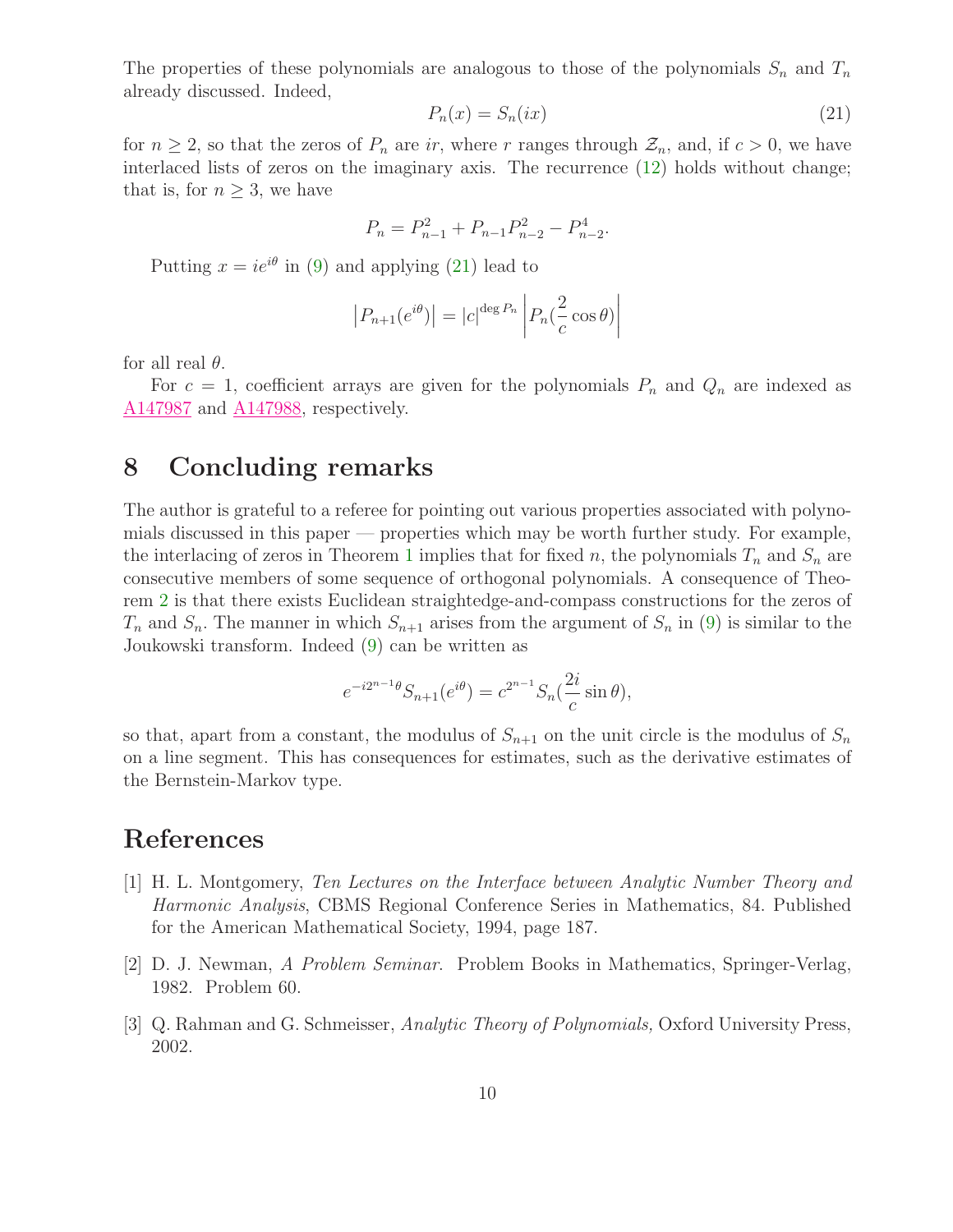The properties of these polynomials are analogous to those of the polynomials $S_n$ and $T_n$ already discussed. Indeed,

$$P_n(x) = S_n(ix) \tag{21}$$

for $n \geq 2$, so that the zeros of $P_n$ are $ir$, where $r$ ranges through $\mathcal{Z}_n$, and, if $c > 0$, we have interlaced lists of zeros on the imaginary axis. The recurrence (12) holds without change; that is, for $n \geq 3$, we have

$$P_n = P_{n-1}^2 + P_{n-1}P_{n-2}^2 - P_{n-2}^4.$$

Putting $x = ie^{i\theta}$ in (9) and applying (21) lead to

$$\left|P_{n+1}(e^{i\theta})\right| = |c|^{\deg P_n} \left|P_n(\frac{2}{c}\cos\theta)\right|$$

for all real $\theta$.

For $c = 1$, coefficient arrays are given for the polynomials $P_n$ and $Q_n$ are indexed as A147987 and A147988, respectively.

## 8 Concluding remarks

The author is grateful to a referee for pointing out various properties associated with polynomials discussed in this paper — properties which may be worth further study. For example, the interlacing of zeros in Theorem 1 implies that for fixed $n$, the polynomials $T_n$ and $S_n$ are consecutive members of some sequence of orthogonal polynomials. A consequence of Theorem 2 is that there exists Euclidean straightedge-and-compass constructions for the zeros of $T_n$ and $S_n$. The manner in which $S_{n+1}$ arises from the argument of $S_n$ in (9) is similar to the Joukowski transform. Indeed (9) can be written as

$$e^{-i2^{n-1}\theta}S_{n+1}(e^{i\theta}) = c^{2^{n-1}}S_n(\frac{2i}{c}\sin\theta),$$

so that, apart from a constant, the modulus of $S_{n+1}$ on the unit circle is the modulus of $S_n$ on a line segment. This has consequences for estimates, such as the derivative estimates of the Bernstein-Markov type.

## References

[1] H. L. Montgomery, *Ten Lectures on the Interface between Analytic Number Theory and Harmonic Analysis*, CBMS Regional Conference Series in Mathematics, 84. Published for the American Mathematical Society, 1994, page 187.

[2] D. J. Newman, *A Problem Seminar.* Problem Books in Mathematics, Springer-Verlag, 1982. Problem 60.

[3] Q. Rahman and G. Schmeisser, *Analytic Theory of Polynomials,* Oxford University Press, 2002.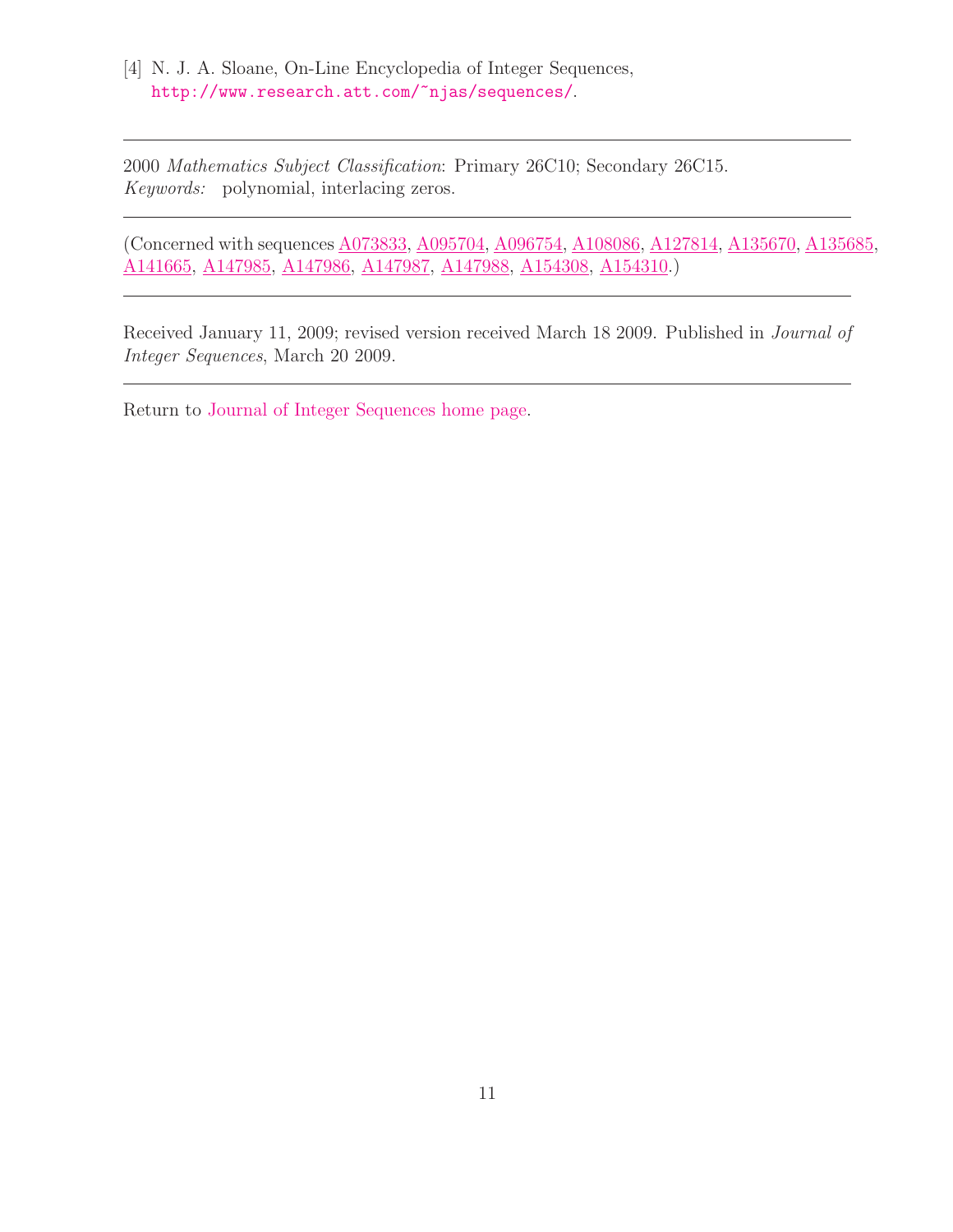[4] N. J. A. Sloane, On-Line Encyclopedia of Integer Sequences, http://www.research.att.com/~njas/sequences/.

---

2000 *Mathematics Subject Classification*: Primary 26C10; Secondary 26C15.
*Keywords:* polynomial, interlacing zeros.

---

(Concerned with sequences A073833, A095704, A096754, A108086, A127814, A135670, A135685, A141665, A147985, A147986, A147987, A147988, A154308, A154310.)

---

Received January 11, 2009; revised version received March 18 2009. Published in *Journal of Integer Sequences*, March 20 2009.

---

Return to Journal of Integer Sequences home page.